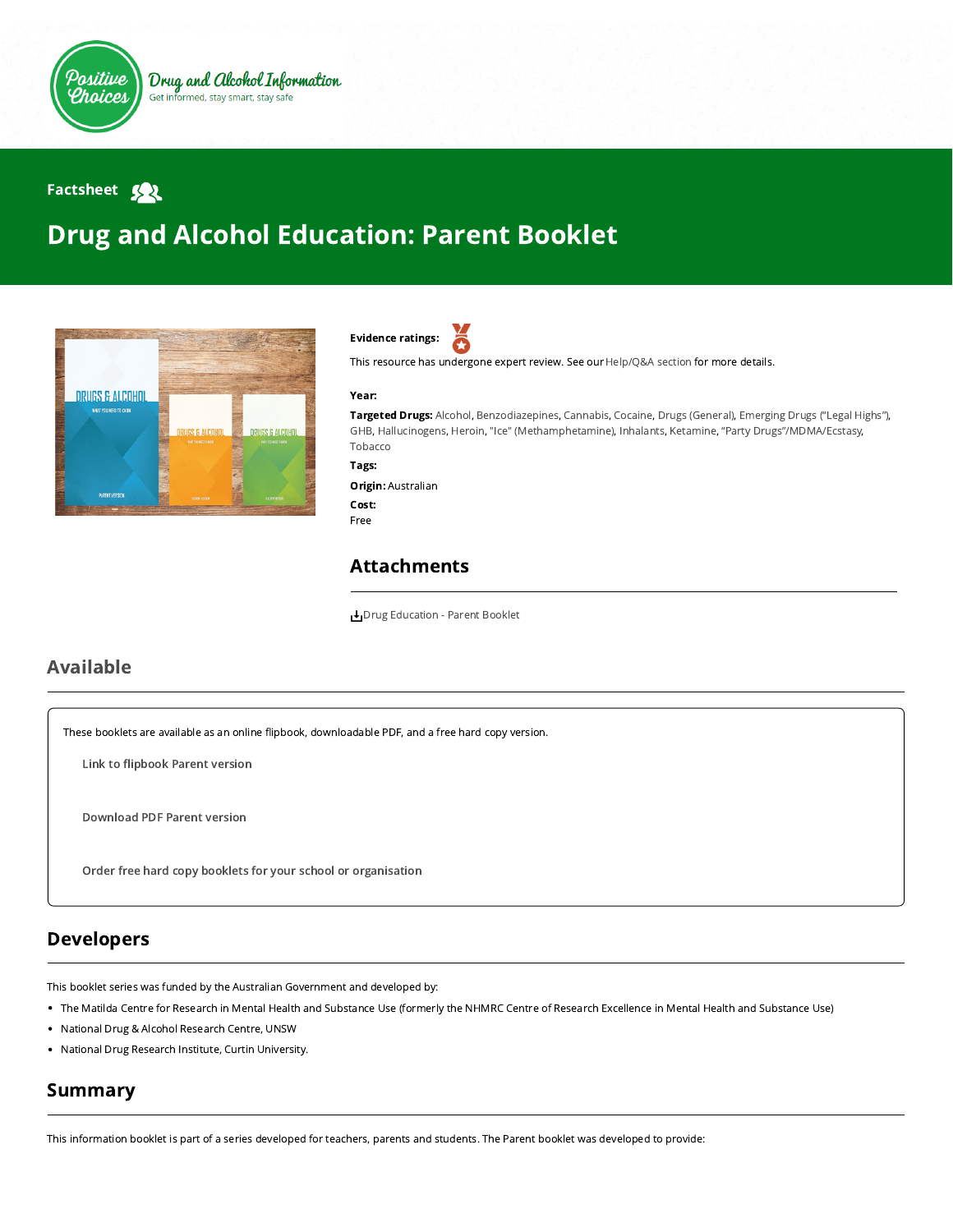Positive Choices — Drug and Alcohol Information — Get informed, stay smart, stay safe

Factsheet

# Drug and Alcohol Education: Parent Booklet

**Evidence ratings:**

This resource has undergone expert review. See our Help/Q&A section for more details.

**Year:**

**Targeted Drugs:** Alcohol, Benzodiazepines, Cannabis, Cocaine, Drugs (General), Emerging Drugs ("Legal Highs"), GHB, Hallucinogens, Heroin, "Ice" (Methamphetamine), Inhalants, Ketamine, "Party Drugs"/MDMA/Ecstasy, Tobacco

**Tags:**

**Origin:** Australian

**Cost:**
Free

## Attachments

Drug Education - Parent Booklet

## Available

These booklets are available as an online flipbook, downloadable PDF, and a free hard copy version.

Link to flipbook Parent version

Download PDF Parent version

Order free hard copy booklets for your school or organisation

## Developers

This booklet series was funded by the Australian Government and developed by:

- The Matilda Centre for Research in Mental Health and Substance Use (formerly the NHMRC Centre of Research Excellence in Mental Health and Substance Use)
- National Drug & Alcohol Research Centre, UNSW
- National Drug Research Institute, Curtin University.

## Summary

This information booklet is part of a series developed for teachers, parents and students. The Parent booklet was developed to provide: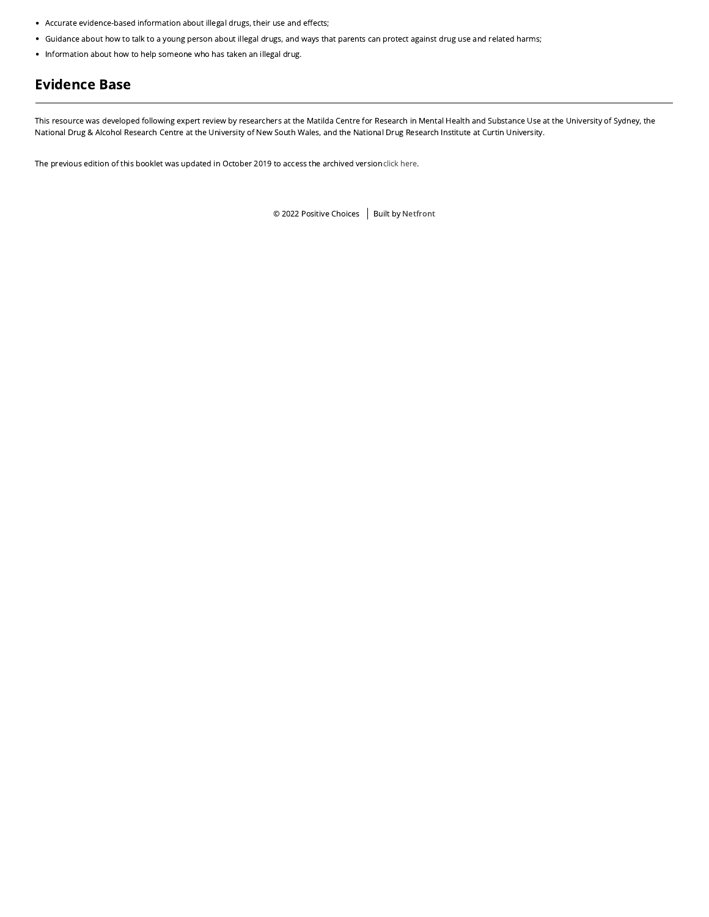- Accurate evidence-based information about illegal drugs, their use and effects;
- Guidance about how to talk to a young person about illegal drugs, and ways that parents can protect against drug use and related harms;
- Information about how to help someone who has taken an illegal drug.

## Evidence Base

This resource was developed following expert review by researchers at the Matilda Centre for Research in Mental Health and Substance Use at the University of Sydney, the National Drug & Alcohol Research Centre at the University of New South Wales, and the National Drug Research Institute at Curtin University.

The previous edition of this booklet was updated in October 2019 to access the archived version click here.

© 2022 Positive Choices | Built by Netfront